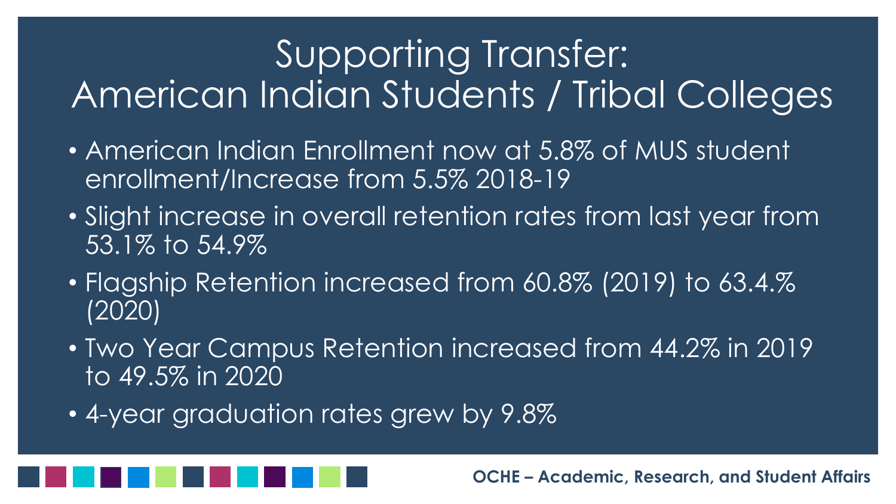# Supporting Transfer: American Indian Students / Tribal Colleges

- American Indian Enrollment now at 5.8% of MUS student enrollment/Increase from 5.5% 2018-19
- Slight increase in overall retention rates from last year from 53.1% to 54.9%
- Flagship Retention increased from 60.8% (2019) to 63.4.% (2020)
- Two Year Campus Retention increased from 44.2% in 2019 to 49.5% in 2020
- 4-year graduation rates grew by 9.8%

**OCHE – Academic, Research, and Student Affairs**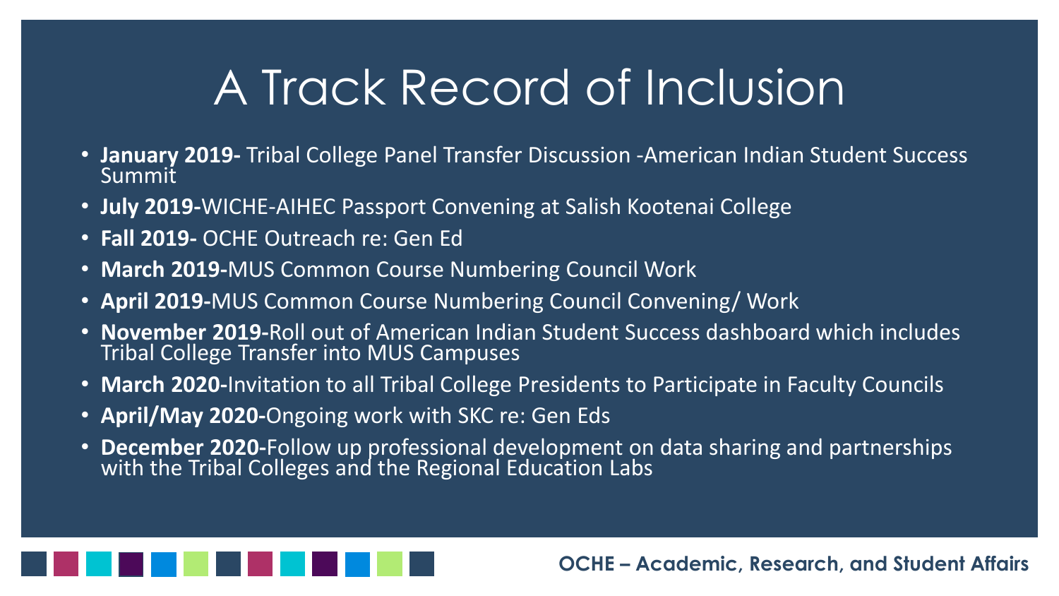# A Track Record of Inclusion

- **January 2019-** Tribal College Panel Transfer Discussion -American Indian Student Success Summit
- **July 2019-**WICHE-AIHEC Passport Convening at Salish Kootenai College
- **Fall 2019-** OCHE Outreach re: Gen Ed
- **March 2019-**MUS Common Course Numbering Council Work
- **April 2019-**MUS Common Course Numbering Council Convening/ Work
- **November 2019-**Roll out of American Indian Student Success dashboard which includes Tribal College Transfer into MUS Campuses
- **March 2020-**Invitation to all Tribal College Presidents to Participate in Faculty Councils
- **April/May 2020-**Ongoing work with SKC re: Gen Eds
- **December 2020-**Follow up professional development on data sharing and partnerships with the Tribal Colleges and the Regional Education Labs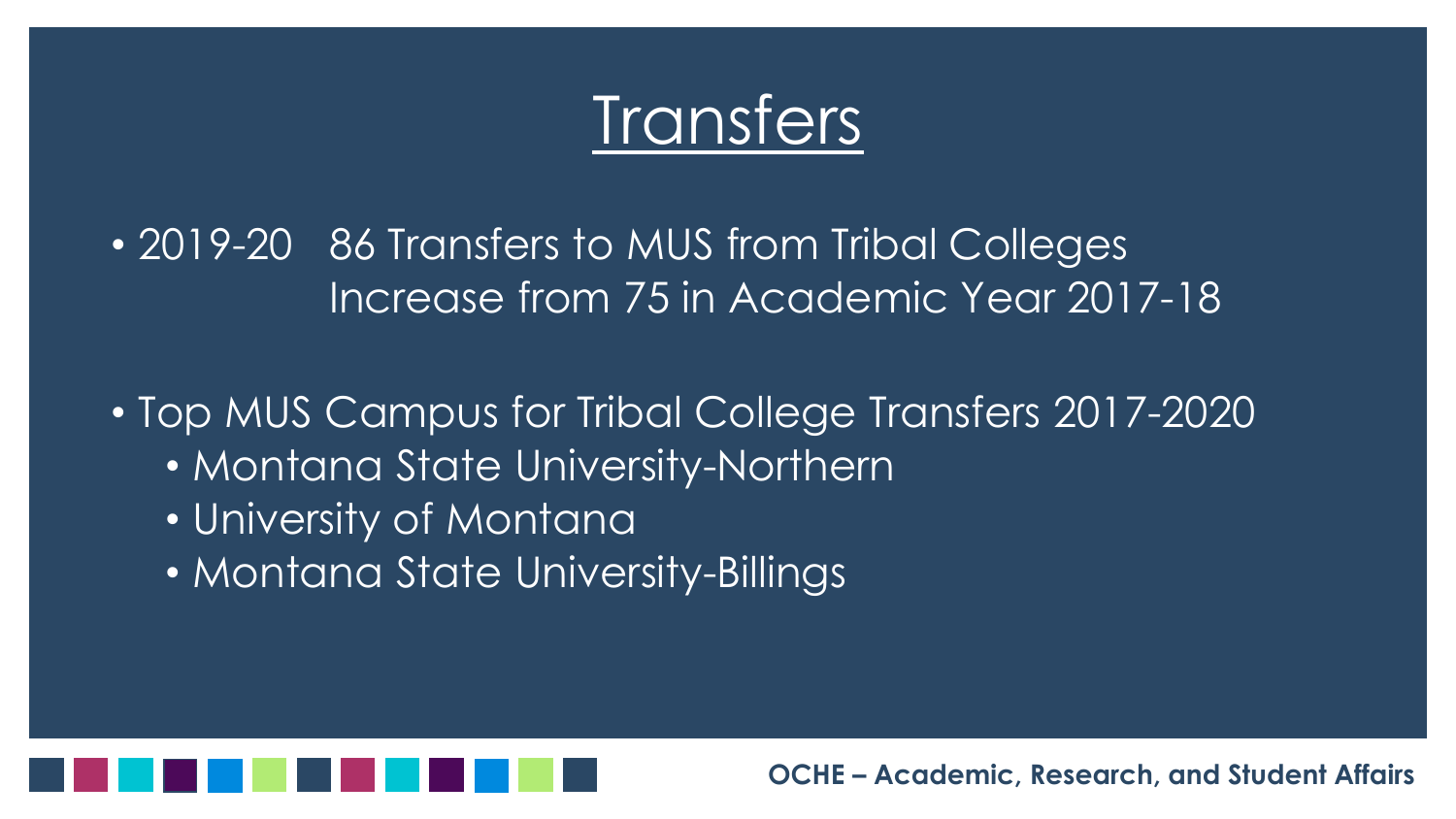# Transfers

- 2019-20 86 Transfers to MUS from Tribal Colleges
  Increase from 75 in Academic Year 2017-18

- Top MUS Campus for Tribal College Transfers 2017-2020
  - Montana State University-Northern
  - University of Montana
  - Montana State University-Billings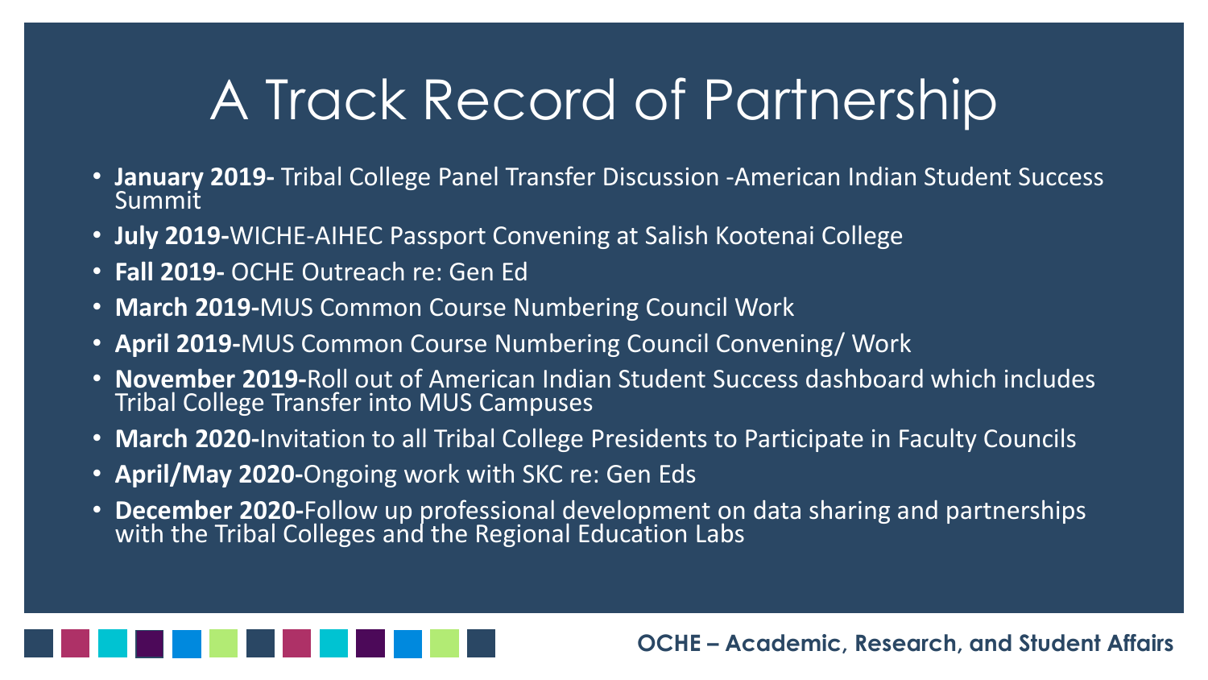# A Track Record of Partnership

- **January 2019-** Tribal College Panel Transfer Discussion -American Indian Student Success Summit
- **July 2019-**WICHE-AIHEC Passport Convening at Salish Kootenai College
- **Fall 2019-** OCHE Outreach re: Gen Ed
- **March 2019-**MUS Common Course Numbering Council Work
- **April 2019-**MUS Common Course Numbering Council Convening/ Work
- **November 2019-**Roll out of American Indian Student Success dashboard which includes Tribal College Transfer into MUS Campuses
- **March 2020-**Invitation to all Tribal College Presidents to Participate in Faculty Councils
- **April/May 2020-**Ongoing work with SKC re: Gen Eds
- **December 2020-**Follow up professional development on data sharing and partnerships with the Tribal Colleges and the Regional Education Labs

**OCHE – Academic, Research, and Student Affairs**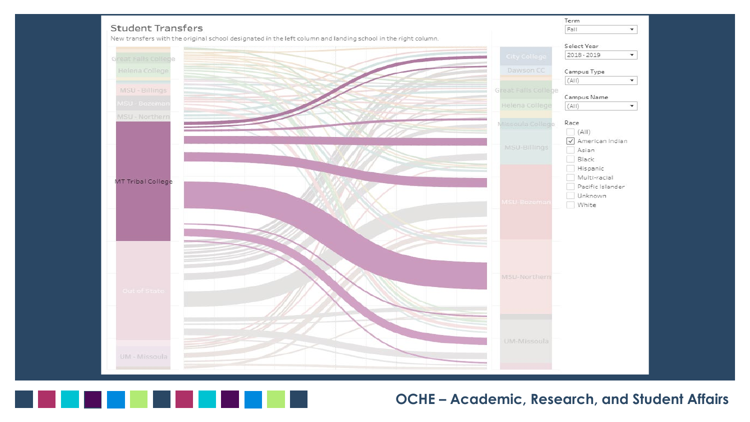## Student Transfers

New transfers with the original school designated in the left column and landing school in the right column.

Great Falls College
Helena College
MSU - Billings
MSU - Bozeman
MSU - Northern
MT Tribal College
Out of State
UM - Missoula

City College
Dawson CC
Great Falls College
Helena College
Missoula College
MSU-Billings
MSU-Bozeman
MSU-Northern
UM-Missoula

Term: Fall

Select Year: 2018 - 2019

Campus Type: (All)

Campus Name: (All)

Race
- [ ] (All)
- [x] American Indian
- [ ] Asian
- [ ] Black
- [ ] Hispanic
- [ ] Multi-racial
- [ ] Pacific Islander
- [ ] Unknown
- [ ] White

**OCHE – Academic, Research, and Student Affairs**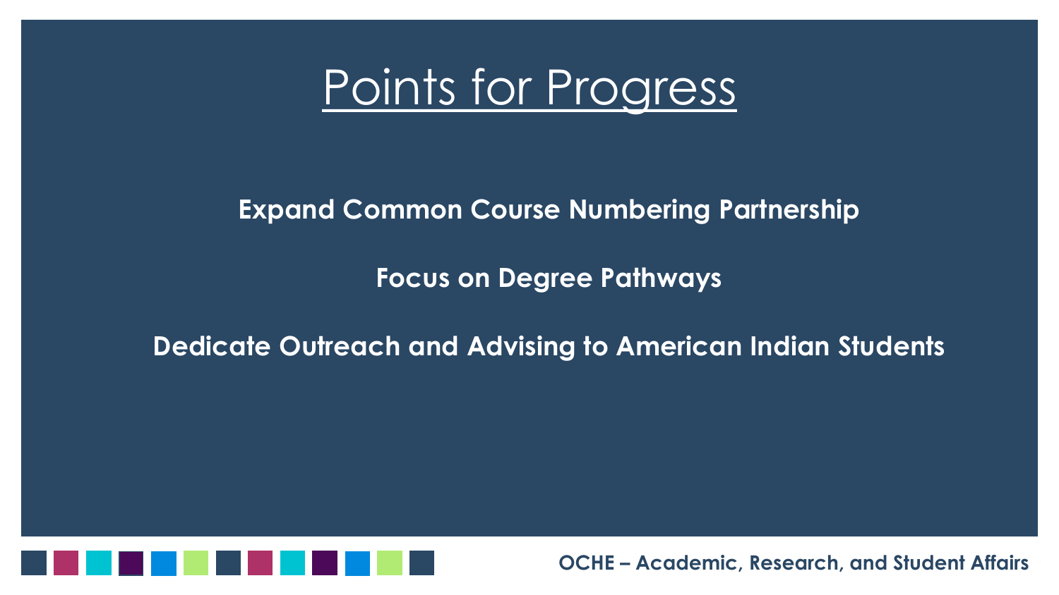# Points for Progress

**Expand Common Course Numbering Partnership**

**Focus on Degree Pathways**

**Dedicate Outreach and Advising to American Indian Students**